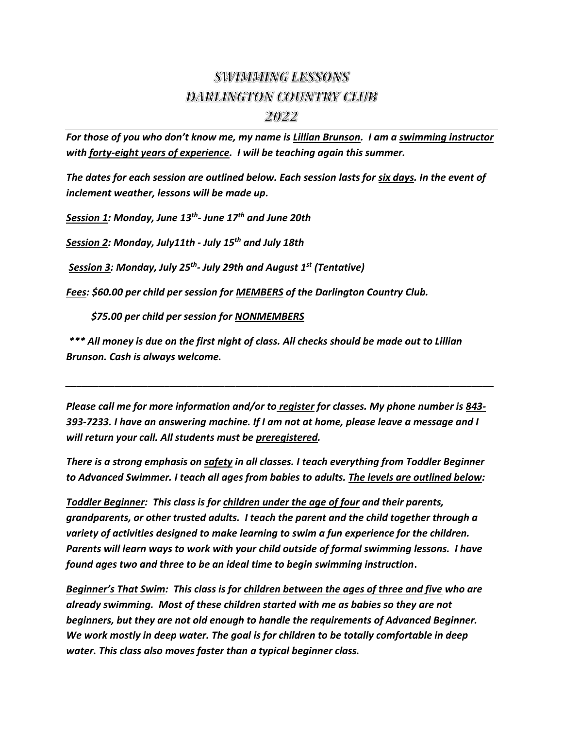# SWIMMING LESSONS
# DARLINGTON COUNTRY CLUB
# 2022

***For those of you who don't know me, my name is Lillian Brunson. I am a swimming instructor with forty-eight years of experience. I will be teaching again this summer.***

***The dates for each session are outlined below. Each session lasts for six days. In the event of inclement weather, lessons will be made up.***

***Session 1: Monday, June 13th- June 17th and June 20th***

***Session 2: Monday, July11th - July 15th and July 18th***

***Session 3: Monday, July 25th- July 29th and August 1st (Tentative)***

***Fees: $60.00 per child per session for MEMBERS of the Darlington Country Club.***

***$75.00 per child per session for NONMEMBERS***

***\*\*\* All money is due on the first night of class. All checks should be made out to Lillian Brunson. Cash is always welcome.***

---

***Please call me for more information and/or to register for classes. My phone number is 843-393-7233. I have an answering machine. If I am not at home, please leave a message and I will return your call. All students must be preregistered.***

***There is a strong emphasis on safety in all classes. I teach everything from Toddler Beginner to Advanced Swimmer. I teach all ages from babies to adults. The levels are outlined below:***

***Toddler Beginner: This class is for children under the age of four and their parents, grandparents, or other trusted adults. I teach the parent and the child together through a variety of activities designed to make learning to swim a fun experience for the children. Parents will learn ways to work with your child outside of formal swimming lessons. I have found ages two and three to be an ideal time to begin swimming instruction.***

***Beginner's That Swim: This class is for children between the ages of three and five who are already swimming. Most of these children started with me as babies so they are not beginners, but they are not old enough to handle the requirements of Advanced Beginner. We work mostly in deep water. The goal is for children to be totally comfortable in deep water. This class also moves faster than a typical beginner class.***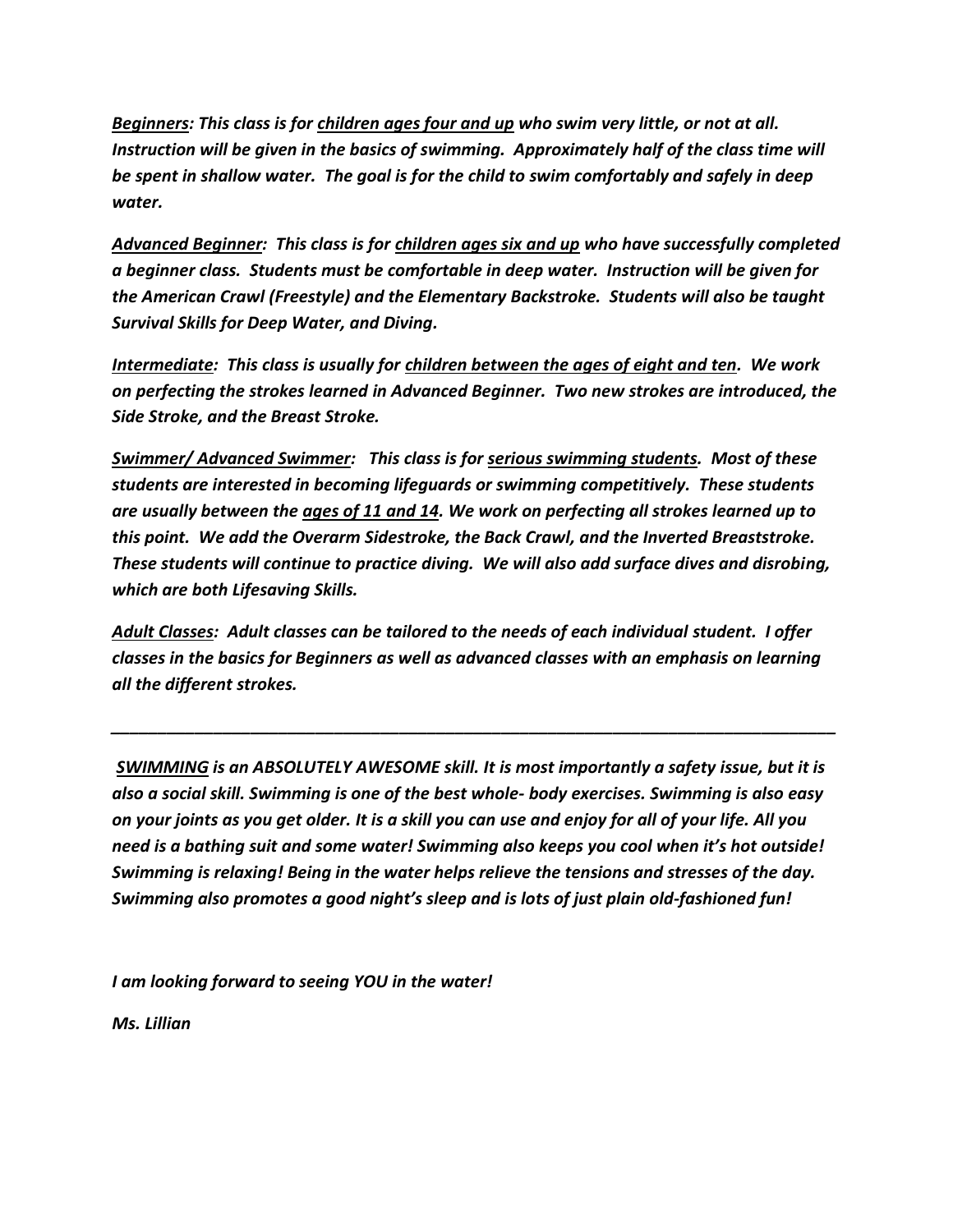***<u>Beginners</u>: This class is for <u>children ages four and up</u> who swim very little, or not at all. Instruction will be given in the basics of swimming. Approximately half of the class time will be spent in shallow water. The goal is for the child to swim comfortably and safely in deep water.***

***<u>Advanced Beginner</u>: This class is for <u>children ages six and up</u> who have successfully completed a beginner class. Students must be comfortable in deep water. Instruction will be given for the American Crawl (Freestyle) and the Elementary Backstroke. Students will also be taught Survival Skills for Deep Water, and Diving.***

***<u>Intermediate</u>: This class is usually for <u>children between the ages of eight and ten</u>. We work on perfecting the strokes learned in Advanced Beginner. Two new strokes are introduced, the Side Stroke, and the Breast Stroke.***

***<u>Swimmer/ Advanced Swimmer</u>: This class is for <u>serious swimming students</u>. Most of these students are interested in becoming lifeguards or swimming competitively. These students are usually between the <u>ages of 11 and 14</u>. We work on perfecting all strokes learned up to this point. We add the Overarm Sidestroke, the Back Crawl, and the Inverted Breaststroke. These students will continue to practice diving. We will also add surface dives and disrobing, which are both Lifesaving Skills.***

***<u>Adult Classes</u>: Adult classes can be tailored to the needs of each individual student. I offer classes in the basics for Beginners as well as advanced classes with an emphasis on learning all the different strokes.***

---

***<u>SWIMMING</u> is an ABSOLUTELY AWESOME skill. It is most importantly a safety issue, but it is also a social skill. Swimming is one of the best whole- body exercises. Swimming is also easy on your joints as you get older. It is a skill you can use and enjoy for all of your life. All you need is a bathing suit and some water! Swimming also keeps you cool when it's hot outside! Swimming is relaxing! Being in the water helps relieve the tensions and stresses of the day. Swimming also promotes a good night's sleep and is lots of just plain old-fashioned fun!***

***I am looking forward to seeing YOU in the water!***

***Ms. Lillian***